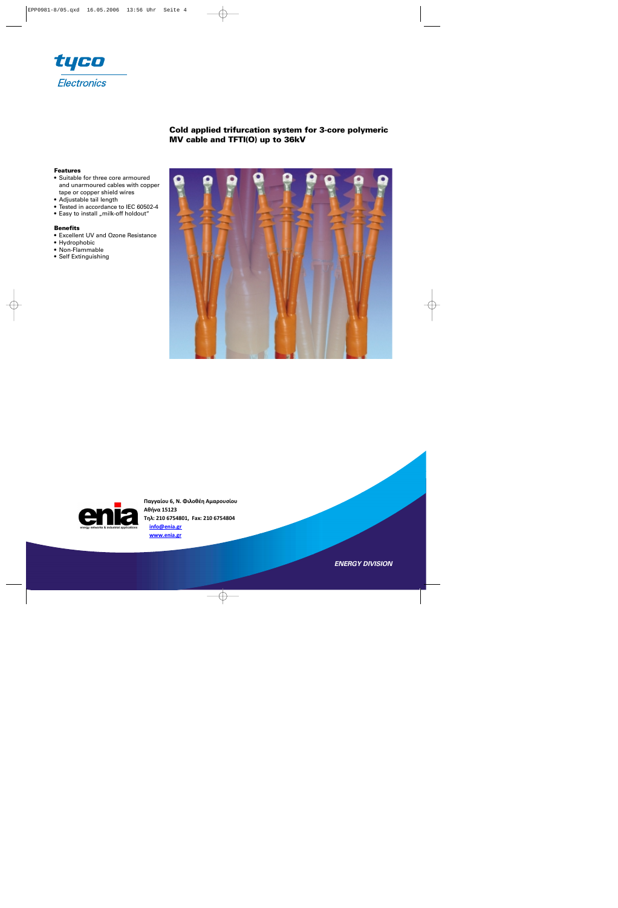tyco

Electronics

## Cold applied trifurcation system for 3-core polymeric MV cable and TFTI(O) up to 36kV

**Features**

- Suitable for three core armoured and unarmoured cables with copper tape or copper shield wires
- Adjustable tail length
- Tested in accordance to IEC 60502-4
- Easy to install „milk-off holdout"

**Benefits**

- Excellent UV and Ozone Resistance
- Hydrophobic
- Non-Flammable
- Self Extinguishing

enia

energy networks & industrial applications

**Παγγαίου 6, Ν. Φιλοθέη Αμαρουσίου**
**Αθήνα 15123**
**Τηλ: 210 6754801, Fax: 210 6754804**
**info@enia.gr**
**www.enia.gr**

*ENERGY DIVISION*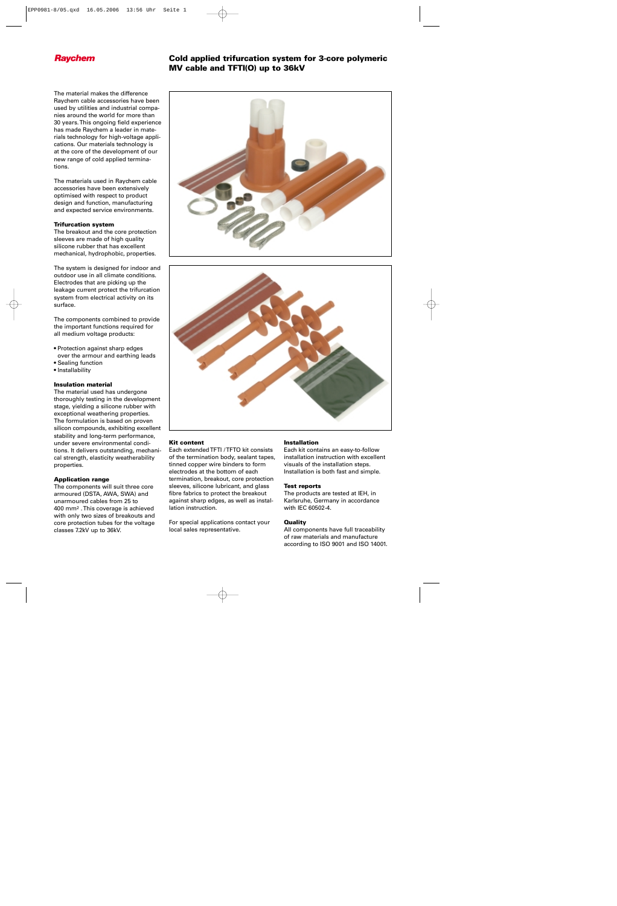Raychem

# Cold applied trifurcation system for 3-core polymeric MV cable and TFTI(O) up to 36kV

The material makes the difference
Raychem cable accessories have been used by utilities and industrial companies around the world for more than 30 years. This ongoing field experience has made Raychem a leader in materials technology for high-voltage applications. Our materials technology is at the core of the development of our new range of cold applied terminations.

The materials used in Raychem cable accessories have been extensively optimised with respect to product design and function, manufacturing and expected service environments.

**Trifurcation system**

The breakout and the core protection sleeves are made of high quality silicone rubber that has excellent mechanical, hydrophobic, properties.

The system is designed for indoor and outdoor use in all climate conditions. Electrodes that are picking up the leakage current protect the trifurcation system from electrical activity on its surface.

The components combined to provide the important functions required for all medium voltage products:

- Protection against sharp edges over the armour and earthing leads
- Sealing function
- Installability

**Insulation material**

The material used has undergone thoroughly testing in the development stage, yielding a silicone rubber with exceptional weathering properties. The formulation is based on proven silicon compounds, exhibiting excellent stability and long-term performance, under severe environmental conditions. It delivers outstanding, mechanical strength, elasticity weatherability properties.

**Application range**

The components will suit three core armoured (DSTA, AWA, SWA) and unarmoured cables from 25 to 400 mm² . This coverage is achieved with only two sizes of breakouts and core protection tubes for the voltage classes 7.2kV up to 36kV.

**Kit content**

Each extended TFTI / TFTO kit consists of the termination body, sealant tapes, tinned copper wire binders to form electrodes at the bottom of each termination, breakout, core protection sleeves, silicone lubricant, and glass fibre fabrics to protect the breakout against sharp edges, as well as installation instruction.

For special applications contact your local sales representative.

**Installation**

Each kit contains an easy-to-follow installation instruction with excellent visuals of the installation steps. Installation is both fast and simple.

**Test reports**

The products are tested at IEH, in Karlsruhe, Germany in accordance with IEC 60502-4.

**Quality**

All components have full traceability of raw materials and manufacture according to ISO 9001 and ISO 14001.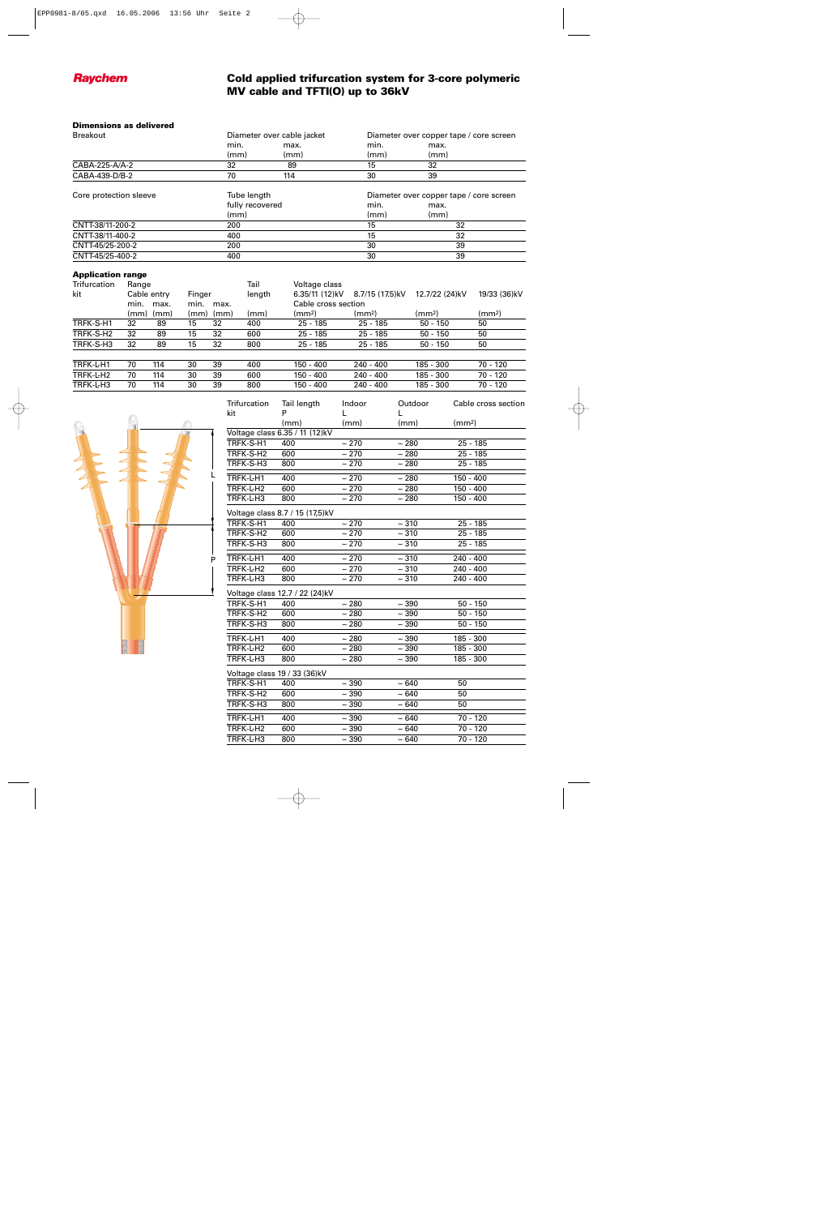**Raychem**

# Cold applied trifurcation system for 3-core polymeric MV cable and TFTI(O) up to 36kV

### Dimensions as delivered

| Breakout | Diameter over cable jacket | | Diameter over copper tape / core screen | |
|---|---|---|---|---|
| | min. | max. | min. | max. |
| | (mm) | (mm) | (mm) | (mm) |
| CABA-225-A/A-2 | 32 | 89 | 15 | 32 |
| CABA-439-D/B-2 | 70 | 114 | 30 | 39 |

| Core protection sleeve | Tube length fully recovered | Diameter over copper tape / core screen | |
|---|---|---|---|
| | | min. | max. |
| | (mm) | (mm) | (mm) |
| CNTT-38/11-200-2 | 200 | 15 | 32 |
| CNTT-38/11-400-2 | 400 | 15 | 32 |
| CNTT-45/25-200-2 | 200 | 30 | 39 |
| CNTT-45/25-400-2 | 400 | 30 | 39 |

### Application range

| Trifurcation kit | Range Cable entry | | Finger | | Tail length | Voltage class 6.35/11 (12)kV | 8.7/15 (17.5)kV | 12.7/22 (24)kV | 19/33 (36)kV |
|---|---|---|---|---|---|---|---|---|---|
| | min. | max. | min. | max. | | Cable cross section | | | |
| | (mm) | (mm) | (mm) | (mm) | (mm) | (mm²) | (mm²) | (mm²) | (mm²) |
| TRFK-S-H1 | 32 | 89 | 15 | 32 | 400 | 25 - 185 | 25 - 185 | 50 - 150 | 50 |
| TRFK-S-H2 | 32 | 89 | 15 | 32 | 600 | 25 - 185 | 25 - 185 | 50 - 150 | 50 |
| TRFK-S-H3 | 32 | 89 | 15 | 32 | 800 | 25 - 185 | 25 - 185 | 50 - 150 | 50 |
| TRFK-L-H1 | 70 | 114 | 30 | 39 | 400 | 150 - 400 | 240 - 400 | 185 - 300 | 70 - 120 |
| TRFK-L-H2 | 70 | 114 | 30 | 39 | 600 | 150 - 400 | 240 - 400 | 185 - 300 | 70 - 120 |
| TRFK-L-H3 | 70 | 114 | 30 | 39 | 800 | 150 - 400 | 240 - 400 | 185 - 300 | 70 - 120 |

| Trifurcation kit | Tail length P | Indoor L | Outdoor L | Cable cross section |
|---|---|---|---|---|
| | (mm) | (mm) | (mm) | (mm²) |
| **Voltage class 6.35 / 11 (12)kV** | | | | |
| TRFK-S-H1 | 400 | ~ 270 | ~ 280 | 25 - 185 |
| TRFK-S-H2 | 600 | ~ 270 | ~ 280 | 25 - 185 |
| TRFK-S-H3 | 800 | ~ 270 | ~ 280 | 25 - 185 |
| TRFK-L-H1 | 400 | ~ 270 | ~ 280 | 150 - 400 |
| TRFK-L-H2 | 600 | ~ 270 | ~ 280 | 150 - 400 |
| TRFK-L-H3 | 800 | ~ 270 | ~ 280 | 150 - 400 |
| **Voltage class 8.7 / 15 (17,5)kV** | | | | |
| TRFK-S-H1 | 400 | ~ 270 | ~ 310 | 25 - 185 |
| TRFK-S-H2 | 600 | ~ 270 | ~ 310 | 25 - 185 |
| TRFK-S-H3 | 800 | ~ 270 | ~ 310 | 25 - 185 |
| TRFK-L-H1 | 400 | ~ 270 | ~ 310 | 240 - 400 |
| TRFK-L-H2 | 600 | ~ 270 | ~ 310 | 240 - 400 |
| TRFK-L-H3 | 800 | ~ 270 | ~ 310 | 240 - 400 |
| **Voltage class 12.7 / 22 (24)kV** | | | | |
| TRFK-S-H1 | 400 | ~ 280 | ~ 390 | 50 - 150 |
| TRFK-S-H2 | 600 | ~ 280 | ~ 390 | 50 - 150 |
| TRFK-S-H3 | 800 | ~ 280 | ~ 390 | 50 - 150 |
| TRFK-L-H1 | 400 | ~ 280 | ~ 390 | 185 - 300 |
| TRFK-L-H2 | 600 | ~ 280 | ~ 390 | 185 - 300 |
| TRFK-L-H3 | 800 | ~ 280 | ~ 390 | 185 - 300 |
| **Voltage class 19 / 33 (36)kV** | | | | |
| TRFK-S-H1 | 400 | ~ 390 | ~ 640 | 50 |
| TRFK-S-H2 | 600 | ~ 390 | ~ 640 | 50 |
| TRFK-S-H3 | 800 | ~ 390 | ~ 640 | 50 |
| TRFK-L-H1 | 400 | ~ 390 | ~ 640 | 70 - 120 |
| TRFK-L-H2 | 600 | ~ 390 | ~ 640 | 70 - 120 |
| TRFK-L-H3 | 800 | ~ 390 | ~ 640 | 70 - 120 |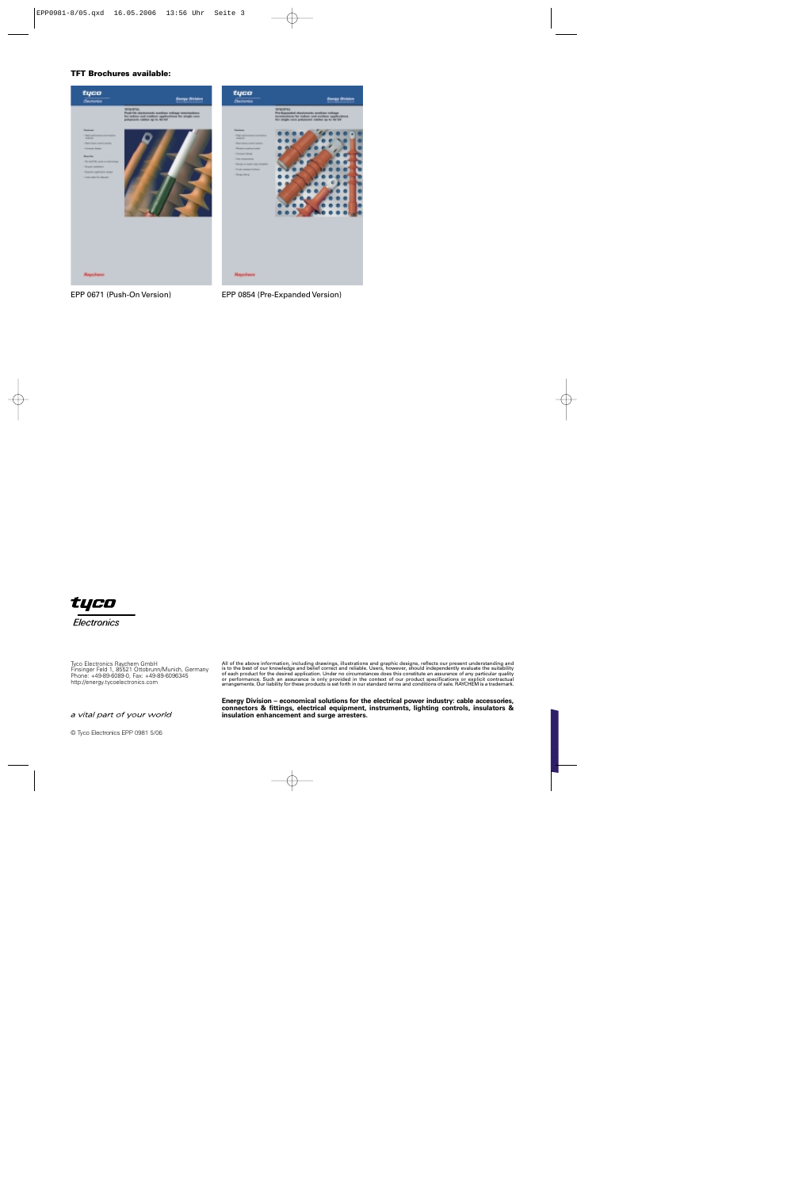**TFT Brochures available:**

EPP 0671 (Push-On Version)

EPP 0854 (Pre-Expanded Version)

tyco
Electronics

Tyco Electronics Raychem GmbH
Finsinger Feld 1, 85521 Ottobrunn/Munich, Germany
Phone: +49-89-6089-0, Fax: +49-89-6096345
http://energy.tycoelectronics.com

*a vital part of your world*

© Tyco Electronics EPP 0981 5/06

All of the above information, including drawings, illustrations and graphic designs, reflects our present understanding and is to the best of our knowledge and belief correct and reliable. Users, however, should independently evaluate the suitability of each product for the desired application. Under no circumstances does this constitute an assurance of any particular quality or performance. Such an assurance is only provided in the context of our product specifications or explicit contractual arrangements. Our liability for these products is set forth in our standard terms and conditions of sale. RAYCHEM is a trademark.

**Energy Division – economical solutions for the electrical power industry: cable accessories, connectors & fittings, electrical equipment, instruments, lighting controls, insulators & insulation enhancement and surge arresters.**